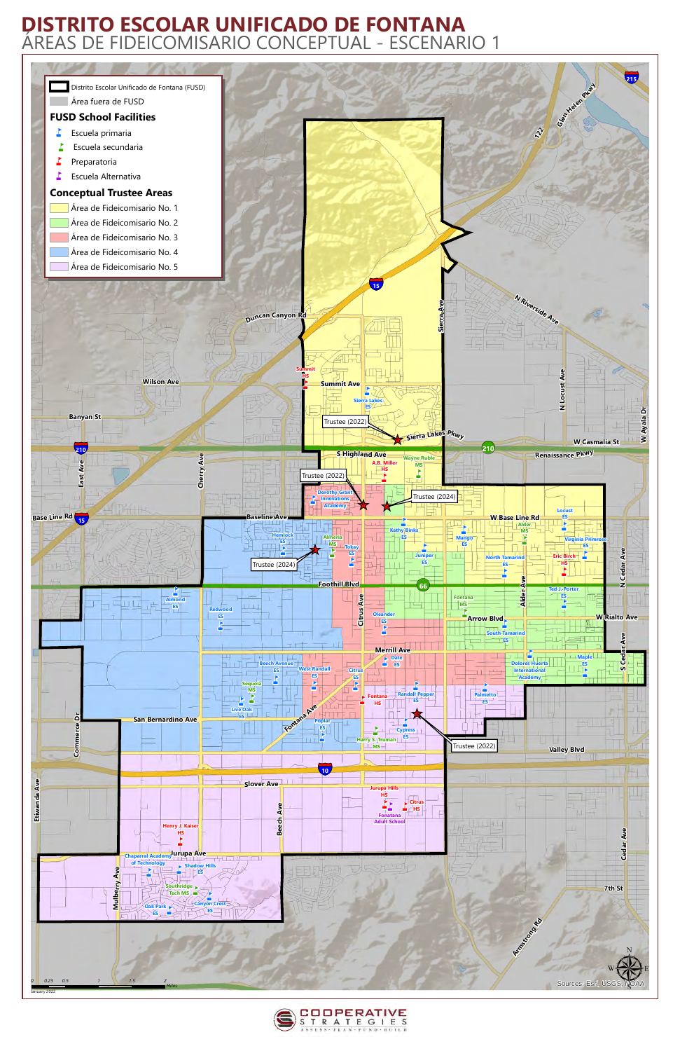# DISTRITO ESCOLAR UNIFICADO DE FONTANA

## ÁREAS DE FIDEICOMISARIO CONCEPTUAL - ESCENARIO 1

- Distrito Escolar Unificado de Fontana (FUSD)
- Área fuera de FUSD

### FUSD School Facilities

- Escuela primaria
- Escuela secundaria
- Preparatoria
- Escuela Alternativa

### Conceptual Trustee Areas

- Área de Fideicomisario No. 1
- Área de Fideicomisario No. 2
- Área de Fideicomisario No. 3
- Área de Fideicomisario No. 4
- Área de Fideicomisario No. 5

Trustee (2022)

Trustee (2022)

Trustee (2024)

Trustee (2024)

Trustee (2022)

Summit HS, Sierra Lakes ES, Wayne Ruble MS, A.B. Miller HS, Dorothy Grant Innovations Academy, Hemlock ES, Almeria MS, Tokay ES, Kathy Binks ES, Mango ES, Alder MS, Locust ES, Virginia Primrose ES, Juniper ES, North Tamarind ES, Eric Birch HS, Almond ES, Redwood ES, Fontana MS, Ted J. Porter ES, Oleander ES, South Tamarind ES, Date ES, Beech Avenue ES, West Randall ES, Citrus ES, Sequoia MS, Live Oak ES, Fontana HS, Randall Pepper ES, Palmetto ES, Dolores Huerta International Academy, Maple ES, Poplar ES, Cypress ES, Harry S. Truman MS, Jurupa Hills HS, Citrus HS, Fontana Adult School, Henry J. Kaiser HS, Chaparral Academy of Technology, Shadow Hills ES, Southridge Tech MS, Oak Park ES, Canyon Crest ES

0 0.25 0.5 1 1.5 2 Miles

January 2022

Sources: Esri, USGS, NOAA

COOPERATIVE STRATEGIES

ASSESS · PLAN · FUND · BUILD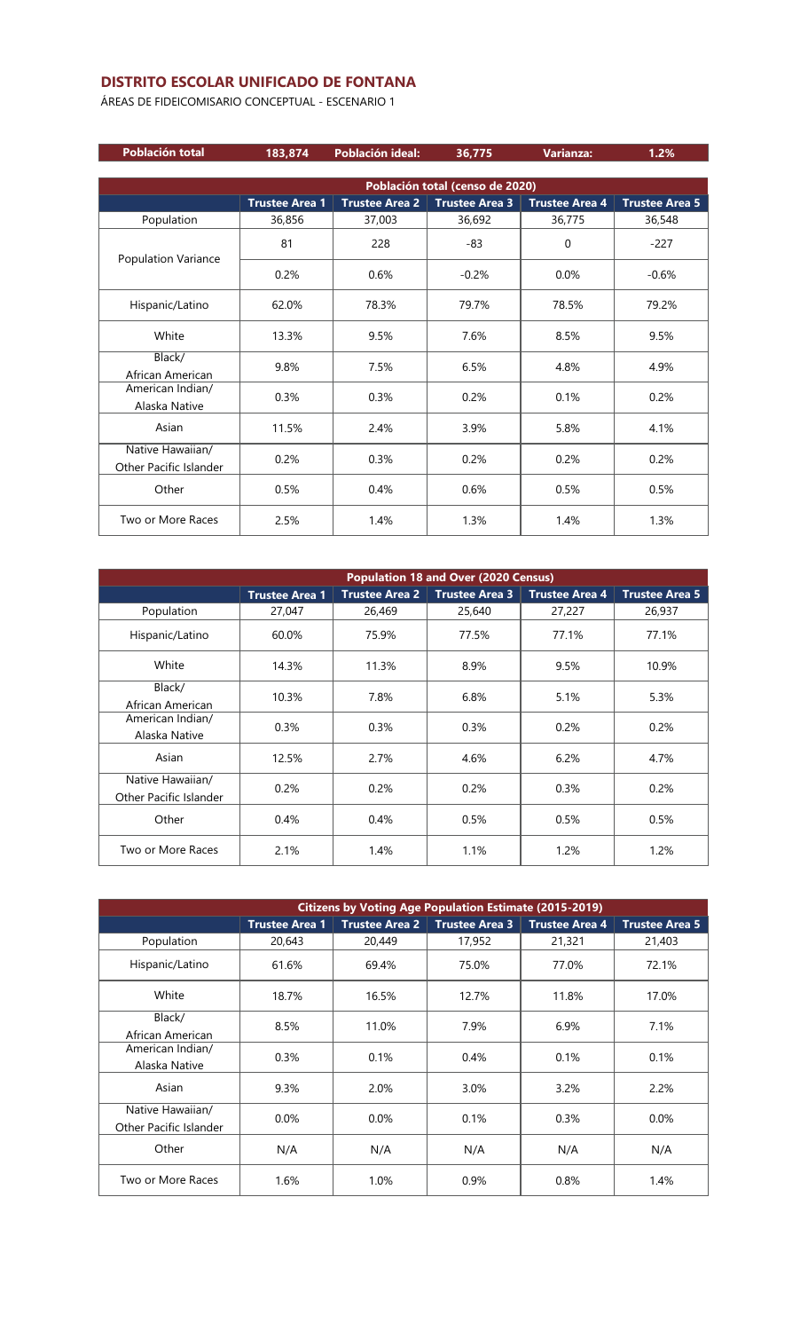## DISTRITO ESCOLAR UNIFICADO DE FONTANA

ÁREAS DE FIDEICOMISARIO CONCEPTUAL - ESCENARIO 1

| Población total | 183,874 | Población ideal: | 36,775 | Varianza: | 1.2% |
|---|---|---|---|---|---|

| Población total (censo de 2020) | | | | | |
|---|---|---|---|---|---|
| | Trustee Area 1 | Trustee Area 2 | Trustee Area 3 | Trustee Area 4 | Trustee Area 5 |
| Population | 36,856 | 37,003 | 36,692 | 36,775 | 36,548 |
| Population Variance | 81 | 228 | -83 | 0 | -227 |
| | 0.2% | 0.6% | -0.2% | 0.0% | -0.6% |
| Hispanic/Latino | 62.0% | 78.3% | 79.7% | 78.5% | 79.2% |
| White | 13.3% | 9.5% | 7.6% | 8.5% | 9.5% |
| Black/ African American | 9.8% | 7.5% | 6.5% | 4.8% | 4.9% |
| American Indian/ Alaska Native | 0.3% | 0.3% | 0.2% | 0.1% | 0.2% |
| Asian | 11.5% | 2.4% | 3.9% | 5.8% | 4.1% |
| Native Hawaiian/ Other Pacific Islander | 0.2% | 0.3% | 0.2% | 0.2% | 0.2% |
| Other | 0.5% | 0.4% | 0.6% | 0.5% | 0.5% |
| Two or More Races | 2.5% | 1.4% | 1.3% | 1.4% | 1.3% |

| Population 18 and Over (2020 Census) | | | | | |
|---|---|---|---|---|---|
| | Trustee Area 1 | Trustee Area 2 | Trustee Area 3 | Trustee Area 4 | Trustee Area 5 |
| Population | 27,047 | 26,469 | 25,640 | 27,227 | 26,937 |
| Hispanic/Latino | 60.0% | 75.9% | 77.5% | 77.1% | 77.1% |
| White | 14.3% | 11.3% | 8.9% | 9.5% | 10.9% |
| Black/ African American | 10.3% | 7.8% | 6.8% | 5.1% | 5.3% |
| American Indian/ Alaska Native | 0.3% | 0.3% | 0.3% | 0.2% | 0.2% |
| Asian | 12.5% | 2.7% | 4.6% | 6.2% | 4.7% |
| Native Hawaiian/ Other Pacific Islander | 0.2% | 0.2% | 0.2% | 0.3% | 0.2% |
| Other | 0.4% | 0.4% | 0.5% | 0.5% | 0.5% |
| Two or More Races | 2.1% | 1.4% | 1.1% | 1.2% | 1.2% |

| Citizens by Voting Age Population Estimate (2015-2019) | | | | | |
|---|---|---|---|---|---|
| | Trustee Area 1 | Trustee Area 2 | Trustee Area 3 | Trustee Area 4 | Trustee Area 5 |
| Population | 20,643 | 20,449 | 17,952 | 21,321 | 21,403 |
| Hispanic/Latino | 61.6% | 69.4% | 75.0% | 77.0% | 72.1% |
| White | 18.7% | 16.5% | 12.7% | 11.8% | 17.0% |
| Black/ African American | 8.5% | 11.0% | 7.9% | 6.9% | 7.1% |
| American Indian/ Alaska Native | 0.3% | 0.1% | 0.4% | 0.1% | 0.1% |
| Asian | 9.3% | 2.0% | 3.0% | 3.2% | 2.2% |
| Native Hawaiian/ Other Pacific Islander | 0.0% | 0.0% | 0.1% | 0.3% | 0.0% |
| Other | N/A | N/A | N/A | N/A | N/A |
| Two or More Races | 1.6% | 1.0% | 0.9% | 0.8% | 1.4% |